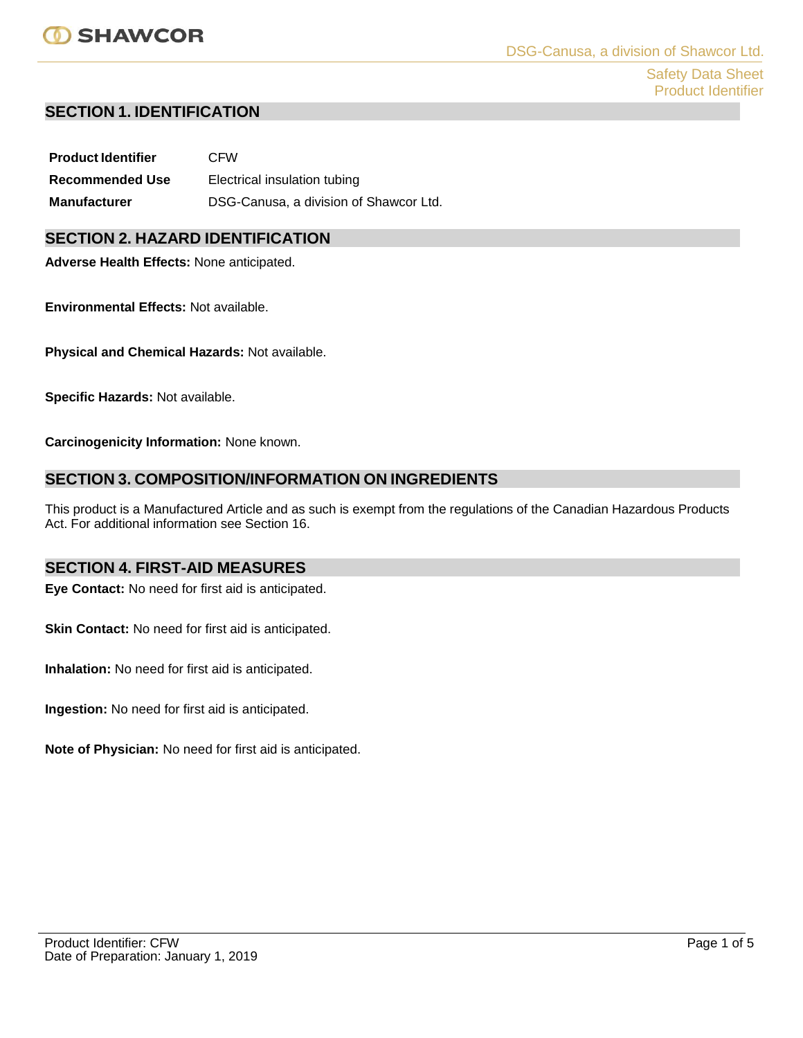## SECTION 1. IDENTIFICATION

| | |
|---|---|
| **Product Identifier** | CFW |
| **Recommended Use** | Electrical insulation tubing |
| **Manufacturer** | DSG-Canusa, a division of Shawcor Ltd. |

## SECTION 2. HAZARD IDENTIFICATION

**Adverse Health Effects:** None anticipated.

**Environmental Effects:** Not available.

**Physical and Chemical Hazards:** Not available.

**Specific Hazards:** Not available.

**Carcinogenicity Information:** None known.

## SECTION 3. COMPOSITION/INFORMATION ON INGREDIENTS

This product is a Manufactured Article and as such is exempt from the regulations of the Canadian Hazardous Products Act. For additional information see Section 16.

## SECTION 4. FIRST-AID MEASURES

**Eye Contact:** No need for first aid is anticipated.

**Skin Contact:** No need for first aid is anticipated.

**Inhalation:** No need for first aid is anticipated.

**Ingestion:** No need for first aid is anticipated.

**Note of Physician:** No need for first aid is anticipated.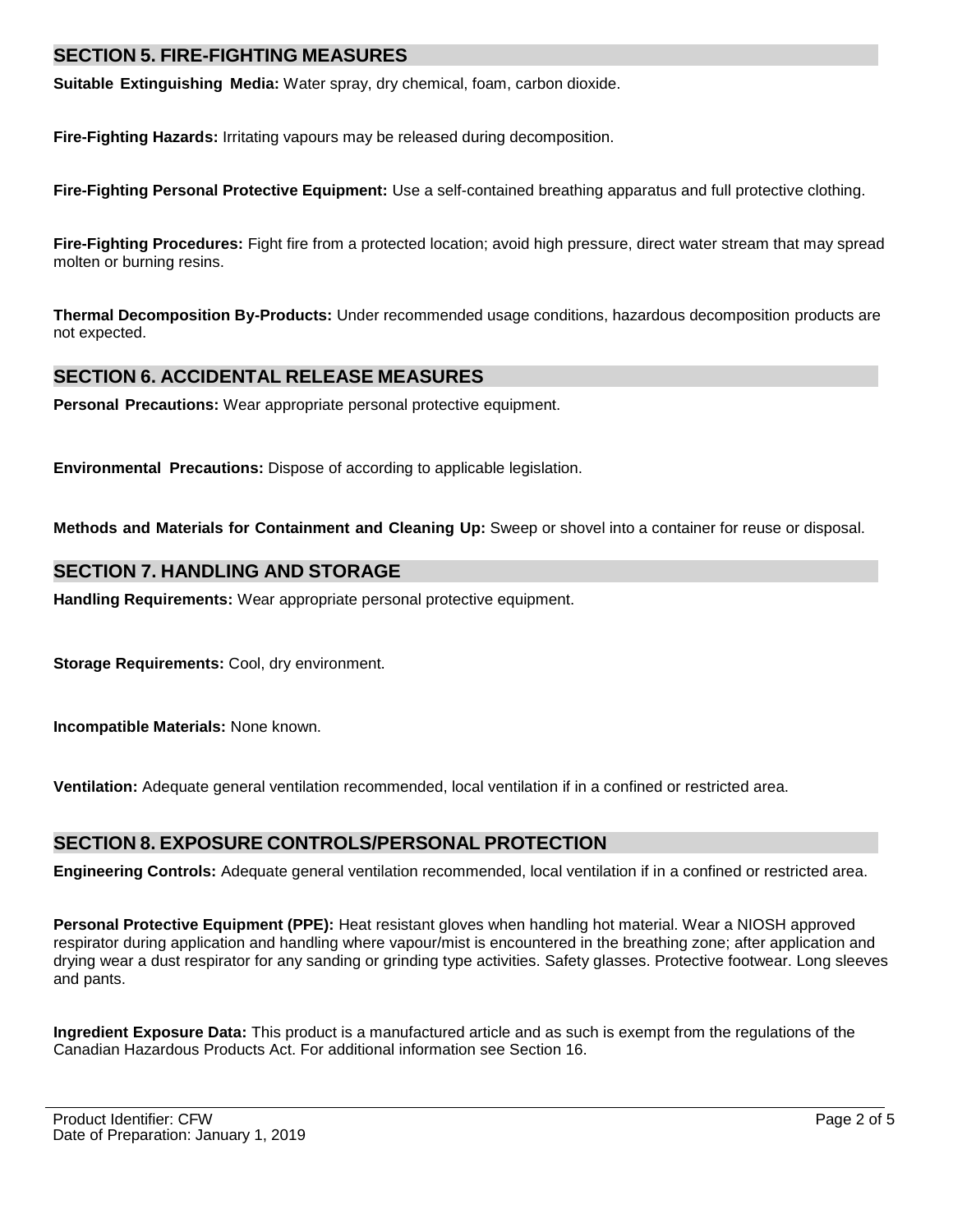## SECTION 5. FIRE-FIGHTING MEASURES

**Suitable Extinguishing Media:** Water spray, dry chemical, foam, carbon dioxide.

**Fire-Fighting Hazards:** Irritating vapours may be released during decomposition.

**Fire-Fighting Personal Protective Equipment:** Use a self-contained breathing apparatus and full protective clothing.

**Fire-Fighting Procedures:** Fight fire from a protected location; avoid high pressure, direct water stream that may spread molten or burning resins.

**Thermal Decomposition By-Products:** Under recommended usage conditions, hazardous decomposition products are not expected.

## SECTION 6. ACCIDENTAL RELEASE MEASURES

**Personal Precautions:** Wear appropriate personal protective equipment.

**Environmental Precautions:** Dispose of according to applicable legislation.

**Methods and Materials for Containment and Cleaning Up:** Sweep or shovel into a container for reuse or disposal.

## SECTION 7. HANDLING AND STORAGE

**Handling Requirements:** Wear appropriate personal protective equipment.

**Storage Requirements:** Cool, dry environment.

**Incompatible Materials:** None known.

**Ventilation:** Adequate general ventilation recommended, local ventilation if in a confined or restricted area.

## SECTION 8. EXPOSURE CONTROLS/PERSONAL PROTECTION

**Engineering Controls:** Adequate general ventilation recommended, local ventilation if in a confined or restricted area.

**Personal Protective Equipment (PPE):** Heat resistant gloves when handling hot material. Wear a NIOSH approved respirator during application and handling where vapour/mist is encountered in the breathing zone; after application and drying wear a dust respirator for any sanding or grinding type activities. Safety glasses. Protective footwear. Long sleeves and pants.

**Ingredient Exposure Data:** This product is a manufactured article and as such is exempt from the regulations of the Canadian Hazardous Products Act. For additional information see Section 16.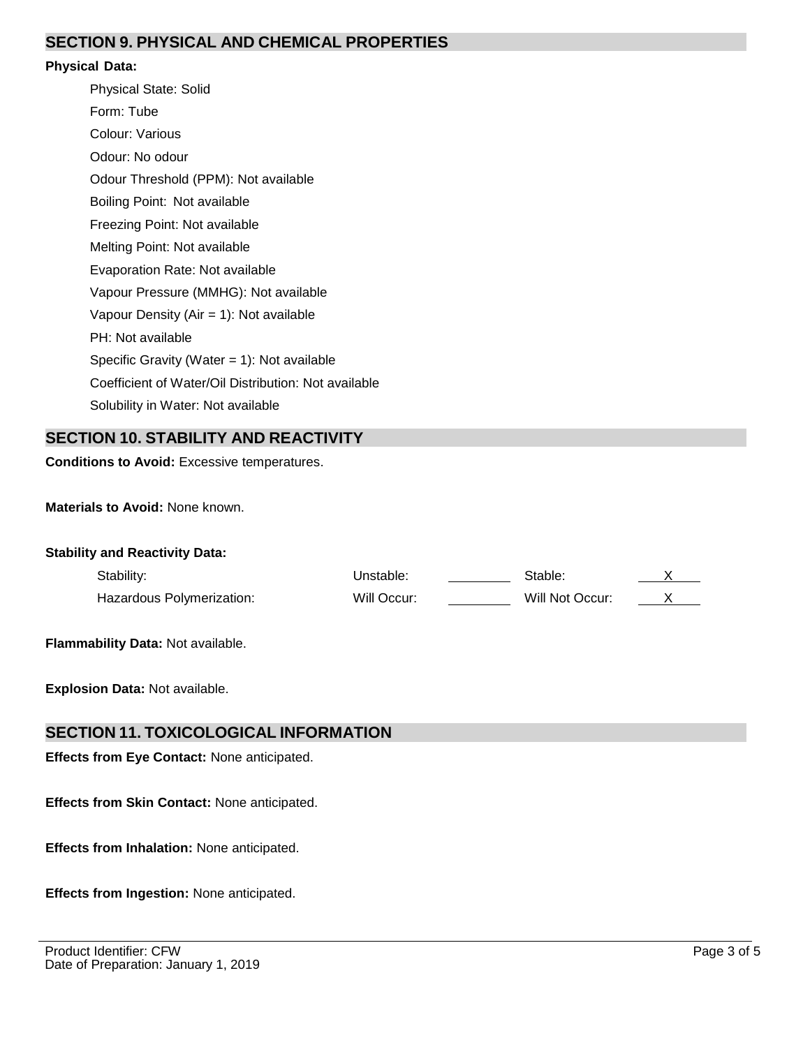## SECTION 9. PHYSICAL AND CHEMICAL PROPERTIES

**Physical Data:**

Physical State: Solid

Form: Tube

Colour: Various

Odour: No odour

Odour Threshold (PPM): Not available

Boiling Point: Not available

Freezing Point: Not available

Melting Point: Not available

Evaporation Rate: Not available

Vapour Pressure (MMHG): Not available

Vapour Density (Air = 1): Not available

PH: Not available

Specific Gravity (Water = 1): Not available

Coefficient of Water/Oil Distribution: Not available

Solubility in Water: Not available

## SECTION 10. STABILITY AND REACTIVITY

**Conditions to Avoid:** Excessive temperatures.

**Materials to Avoid:** None known.

**Stability and Reactivity Data:**

| | | | | |
|---|---|---|---|---|
| Stability: | Unstable: | | Stable: | X |
| Hazardous Polymerization: | Will Occur: | | Will Not Occur: | X |

**Flammability Data:** Not available.

**Explosion Data:** Not available.

## SECTION 11. TOXICOLOGICAL INFORMATION

**Effects from Eye Contact:** None anticipated.

**Effects from Skin Contact:** None anticipated.

**Effects from Inhalation:** None anticipated.

**Effects from Ingestion:** None anticipated.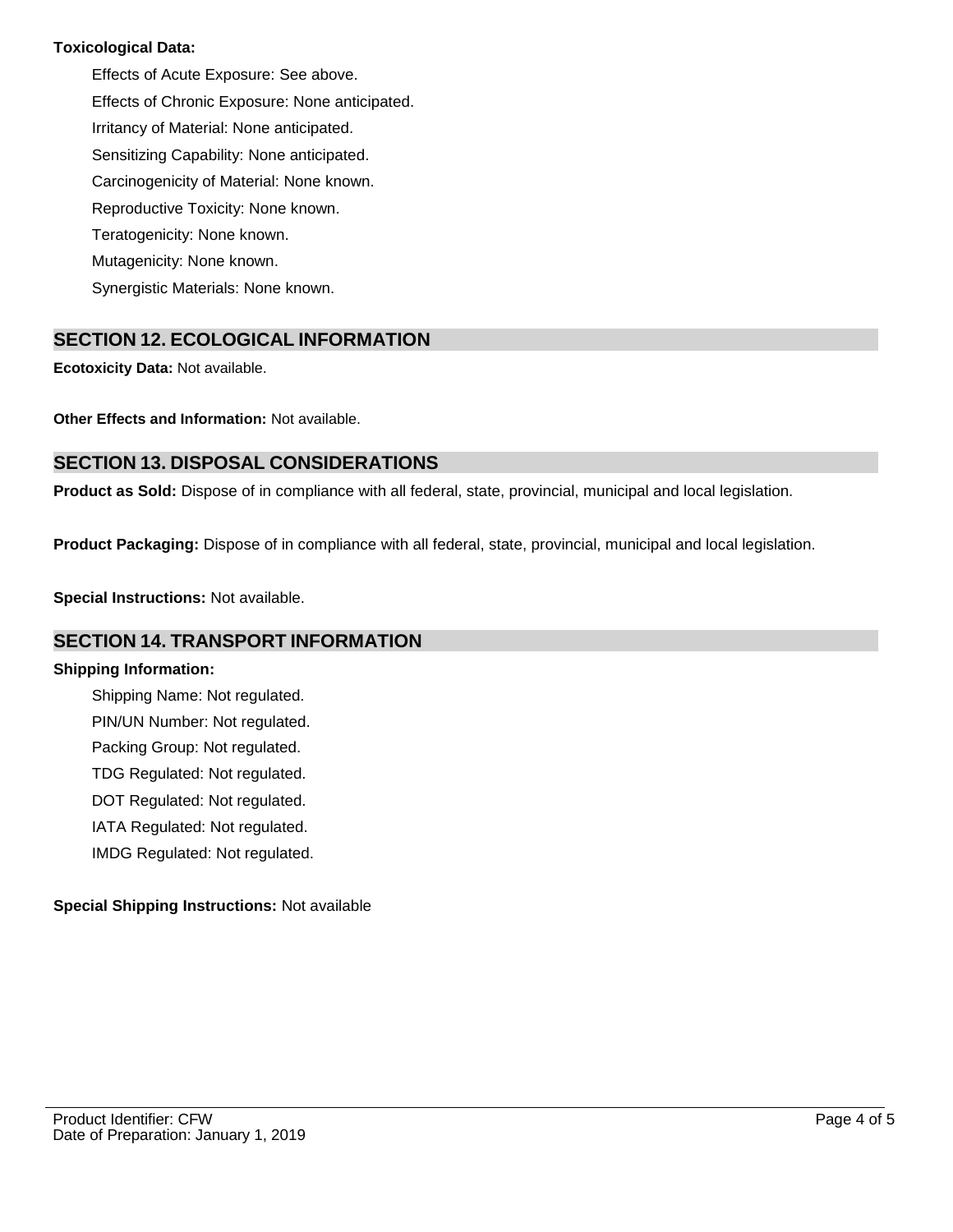**Toxicological Data:**

- Effects of Acute Exposure: See above.
- Effects of Chronic Exposure: None anticipated.
- Irritancy of Material: None anticipated.
- Sensitizing Capability: None anticipated.
- Carcinogenicity of Material: None known.
- Reproductive Toxicity: None known.
- Teratogenicity: None known.
- Mutagenicity: None known.
- Synergistic Materials: None known.

## SECTION 12. ECOLOGICAL INFORMATION

**Ecotoxicity Data:** Not available.

**Other Effects and Information:** Not available.

## SECTION 13. DISPOSAL CONSIDERATIONS

**Product as Sold:** Dispose of in compliance with all federal, state, provincial, municipal and local legislation.

**Product Packaging:** Dispose of in compliance with all federal, state, provincial, municipal and local legislation.

**Special Instructions:** Not available.

## SECTION 14. TRANSPORT INFORMATION

**Shipping Information:**

- Shipping Name: Not regulated.
- PIN/UN Number: Not regulated.
- Packing Group: Not regulated.
- TDG Regulated: Not regulated.
- DOT Regulated: Not regulated.
- IATA Regulated: Not regulated.
- IMDG Regulated: Not regulated.

**Special Shipping Instructions:** Not available

Product Identifier: CFW
Date of Preparation: January 1, 2019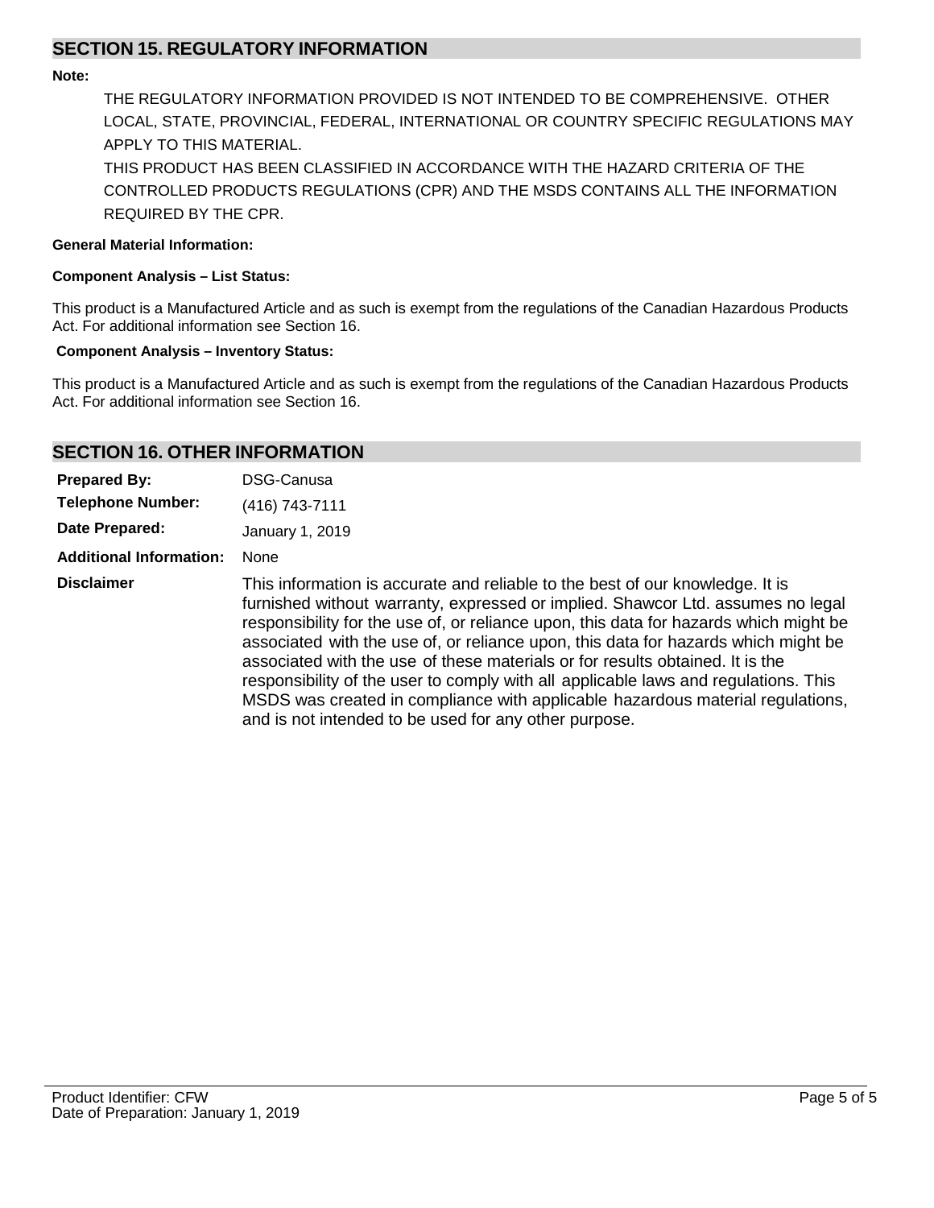## SECTION 15. REGULATORY INFORMATION

**Note:**

THE REGULATORY INFORMATION PROVIDED IS NOT INTENDED TO BE COMPREHENSIVE. OTHER LOCAL, STATE, PROVINCIAL, FEDERAL, INTERNATIONAL OR COUNTRY SPECIFIC REGULATIONS MAY APPLY TO THIS MATERIAL.

THIS PRODUCT HAS BEEN CLASSIFIED IN ACCORDANCE WITH THE HAZARD CRITERIA OF THE CONTROLLED PRODUCTS REGULATIONS (CPR) AND THE MSDS CONTAINS ALL THE INFORMATION REQUIRED BY THE CPR.

**General Material Information:**

**Component Analysis – List Status:**

This product is a Manufactured Article and as such is exempt from the regulations of the Canadian Hazardous Products Act. For additional information see Section 16.

**Component Analysis – Inventory Status:**

This product is a Manufactured Article and as such is exempt from the regulations of the Canadian Hazardous Products Act. For additional information see Section 16.

## SECTION 16. OTHER INFORMATION

| | |
|---|---|
| **Prepared By:** | DSG-Canusa |
| **Telephone Number:** | (416) 743-7111 |
| **Date Prepared:** | January 1, 2019 |
| **Additional Information:** | None |
| **Disclaimer** | This information is accurate and reliable to the best of our knowledge. It is furnished without warranty, expressed or implied. Shawcor Ltd. assumes no legal responsibility for the use of, or reliance upon, this data for hazards which might be associated with the use of, or reliance upon, this data for hazards which might be associated with the use of these materials or for results obtained. It is the responsibility of the user to comply with all applicable laws and regulations. This MSDS was created in compliance with applicable hazardous material regulations, and is not intended to be used for any other purpose. |